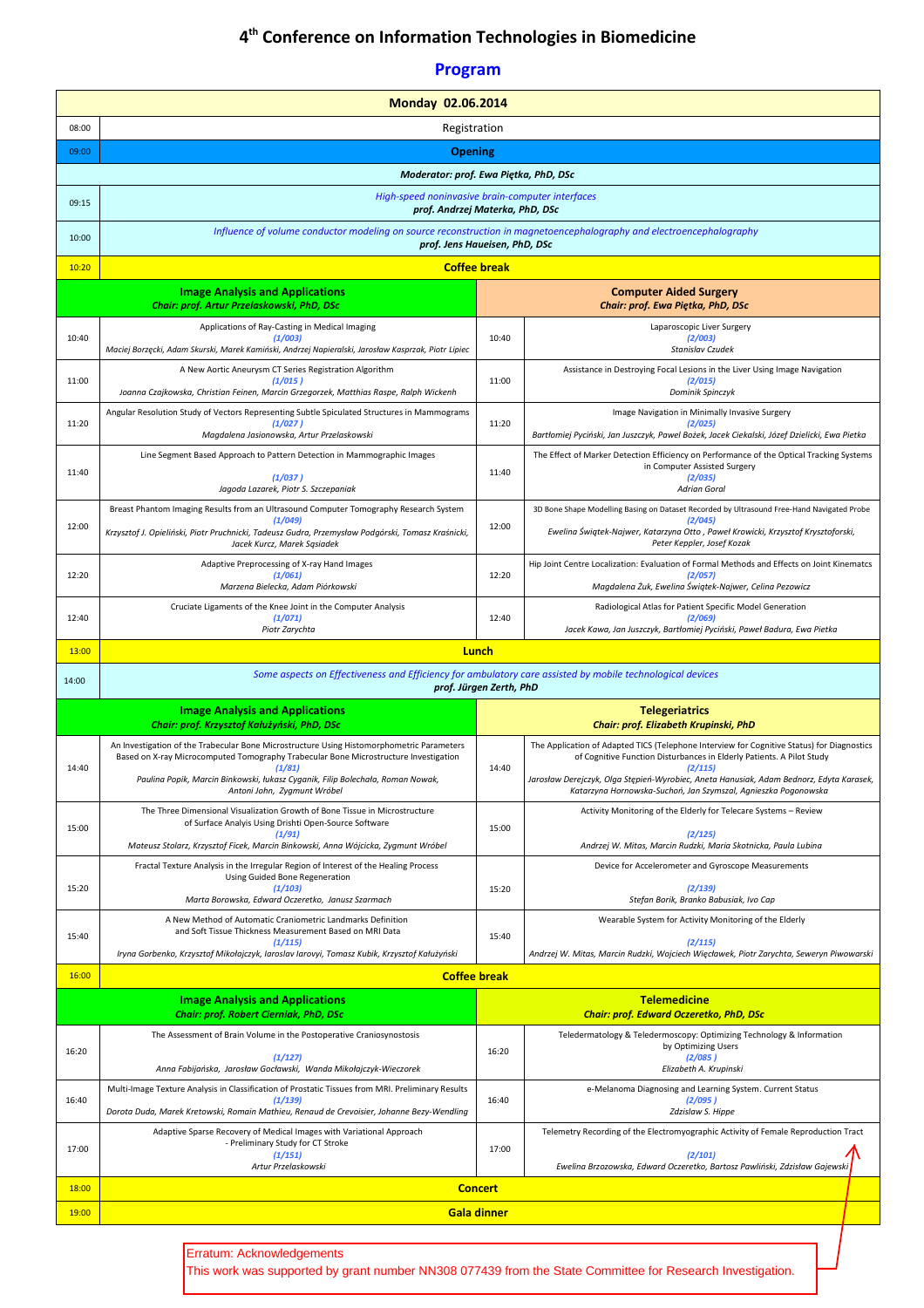# 4th Conference on Information Technologies in Biomedicine

## Program

| Monday 02.06.2014 | | | |
|---|---|---|---|
| 08:00 | Registration | | |
| 09:00 | **Opening** | | |
| | ***Moderator: prof. Ewa Piętka, PhD, DSc*** | | |
| 09:15 | *High-speed noninvasive brain-computer interfaces* ***prof. Andrzej Materka, PhD, DSc*** | | |
| 10:00 | *Influence of volume conductor modeling on source reconstruction in magnetoencephalography and electroencephalography* ***prof. Jens Haueisen, PhD, DSc*** | | |
| 10:20 | **Coffee break** | | |
| | **Image Analysis and Applications** ***Chair: prof. Artur Przelaskowski, PhD, DSc*** | | **Computer Aided Surgery** ***Chair: prof. Ewa Piętka, PhD, DSc*** |
| 10:40 | Applications of Ray-Casting in Medical Imaging *(1/003)* *Maciej Borzęcki, Adam Skurski, Marek Kamiński, Andrzej Napieralski, Jarosław Kasprzak, Piotr Lipiec* | 10:40 | Laparoscopic Liver Surgery *(2/003)* *Stanislav Czudek* |
| 11:00 | A New Aortic Aneurysm CT Series Registration Algorithm *(1/015 )* *Joanna Czajkowska, Christian Feinen, Marcin Grzegorzek, Matthias Raspe, Ralph Wickenh* | 11:00 | Assistance in Destroying Focal Lesions in the Liver Using Image Navigation *(2/015)* *Dominik Spinczyk* |
| 11:20 | Angular Resolution Study of Vectors Representing Subtle Spiculated Structures in Mammograms *(1/027 )* *Magdalena Jasionowska, Artur Przelaskowski* | 11:20 | Image Navigation in Minimally Invasive Surgery *(2/025)* *Bartłomiej Pyciński, Jan Juszczyk, Pawel Bożek, Jacek Ciekalski, Józef Dzielicki, Ewa Pietka* |
| 11:40 | Line Segment Based Approach to Pattern Detection in Mammographic Images *(1/037 )* *Jagoda Lazarek, Piotr S. Szczepaniak* | 11:40 | The Effect of Marker Detection Efficiency on Performance of the Optical Tracking Systems in Computer Assisted Surgery *(2/035)* *Adrian Goral* |
| 12:00 | Breast Phantom Imaging Results from an Ultrasound Computer Tomography Research System *(1/049)* *Krzysztof J. Opieliński, Piotr Pruchnicki, Tadeusz Gudra, Przemysław Podgórski, Tomasz Kraśnicki, Jacek Kurcz, Marek Sąsiadek* | 12:00 | 3D Bone Shape Modelling Basing on Dataset Recorded by Ultrasound Free-Hand Navigated Probe *(2/045)* *Ewelina Świątek-Najwer, Katarzyna Otto , Paweł Krowicki, Krzysztof Krysztoforski, Peter Keppler, Josef Kozak* |
| 12:20 | Adaptive Preprocessing of X-ray Hand Images *(1/061)* *Marzena Bielecka, Adam Piórkowski* | 12:20 | Hip Joint Centre Localization: Evaluation of Formal Methods and Effects on Joint Kinematcs *(2/057)* *Magdalena Żuk, Ewelina Świątek-Najwer, Celina Pezowicz* |
| 12:40 | Cruciate Ligaments of the Knee Joint in the Computer Analysis *(1/071)* *Piotr Zarychta* | 12:40 | Radiological Atlas for Patient Specific Model Generation *(2/069)* *Jacek Kawa, Jan Juszczyk, Bartłomiej Pyciński, Paweł Badura, Ewa Pietka* |
| 13:00 | **Lunch** | | |
| 14:00 | *Some aspects on Effectiveness and Efficiency for ambulatory care assisted by mobile technological devices* ***prof. Jürgen Zerth, PhD*** | | |
| | **Image Analysis and Applications** ***Chair: prof. Krzysztof Kałużyński, PhD, DSc*** | | **Telegeriatrics** ***Chair: prof. Elizabeth Krupinski, PhD*** |
| 14:40 | An Investigation of the Trabecular Bone Microstructure Using Histomorphometric Parameters Based on X-ray Microcomputed Tomography Trabecular Bone Microstructure Investigation *(1/81)* *Paulina Popik, Marcin Binkowski, Łukasz Cyganik, Filip Bolechała, Roman Nowak, Antoni John, Zygmunt Wróbel* | 14:40 | The Application of Adapted TICS (Telephone Interview for Cognitive Status) for Diagnostics of Cognitive Function Disturbances in Elderly Patients. A Pilot Study *(2/115)* *Jarosław Derejczyk, Olga Stępień-Wyrobiec, Aneta Hanusiak, Adam Bednorz, Edyta Karasek, Katarzyna Hornowska-Suchoń, Jan Szymszal, Agnieszka Pogonowska* |
| 15:00 | The Three Dimensional Visualization Growth of Bone Tissue in Microstructure of Surface Analysis Using Drishti Open-Source Software *(1/91)* *Mateusz Stolarz, Krzysztof Ficek, Marcin Binkowski, Anna Wójcicka, Zygmunt Wróbel* | 15:00 | Activity Monitoring of the Elderly for Telecare Systems – Review *(2/125)* *Andrzej W. Mitas, Marcin Rudzki, Maria Skotnicka, Paula Lubina* |
| 15:20 | Fractal Texture Analysis in the Irregular Region of Interest of the Healing Process Using Guided Bone Regeneration *(1/103)* *Marta Borowska, Edward Oczeretko, Janusz Szarmach* | 15:20 | Device for Accelerometer and Gyroscope Measurements *(2/139)* *Stefan Borik, Branko Babusiak, Ivo Cap* |
| 15:40 | A New Method of Automatic Craniometric Landmarks Definition and Soft Tissue Thickness Measurement Based on MRI Data *(1/115)* *Iryna Gorbenko, Krzysztof Mikołajczyk, Iaroslav Iarovyi, Tomasz Kubik, Krzysztof Kałużyński* | 15:40 | Wearable System for Activity Monitoring of the Elderly *(2/115)* *Andrzej W. Mitas, Marcin Rudzki, Wojciech Więcławek, Piotr Zarychta, Seweryn Piwowarski* |
| 16:00 | **Coffee break** | | |
| | **Image Analysis and Applications** ***Chair: prof. Robert Cierniak, PhD, DSc*** | | **Telemedicine** ***Chair: prof. Edward Oczeretko, PhD, DSc*** |
| 16:20 | The Assessment of Brain Volume in the Postoperative Craniosynostosis *(1/127)* *Anna Fabijańska, Jarosław Gocławski, Wanda Mikołajczyk-Wieczorek* | 16:20 | Teledermatology & Teledermoscopy: Optimizing Technology & Information by Optimizing Users *(2/085 )* *Elizabeth A. Krupinski* |
| 16:40 | Multi-Image Texture Analysis in Classification of Prostatic Tissues from MRI. Preliminary Results *(1/139)* *Dorota Duda, Marek Kretowski, Romain Mathieu, Renaud de Crevoisier, Johanne Bezy-Wendling* | 16:40 | e-Melanoma Diagnosing and Learning System. Current Status *(2/095 )* *Zdzisław S. Hippe* |
| 17:00 | Adaptive Sparse Recovery of Medical Images with Variational Approach - Preliminary Study for CT Stroke *(1/151)* *Artur Przelaskowski* | 17:00 | Telemetry Recording of the Electromyographic Activity of Female Reproduction Tract *(2/101)* *Ewelina Brzozowska, Edward Oczeretko, Bartosz Pawliński, Zdzisław Gajewski* |
| 18:00 | **Concert** | | |
| 19:00 | **Gala dinner** | | |

Erratum: Acknowledgements
This work was supported by grant number NN308 077439 from the State Committee for Research Investigation.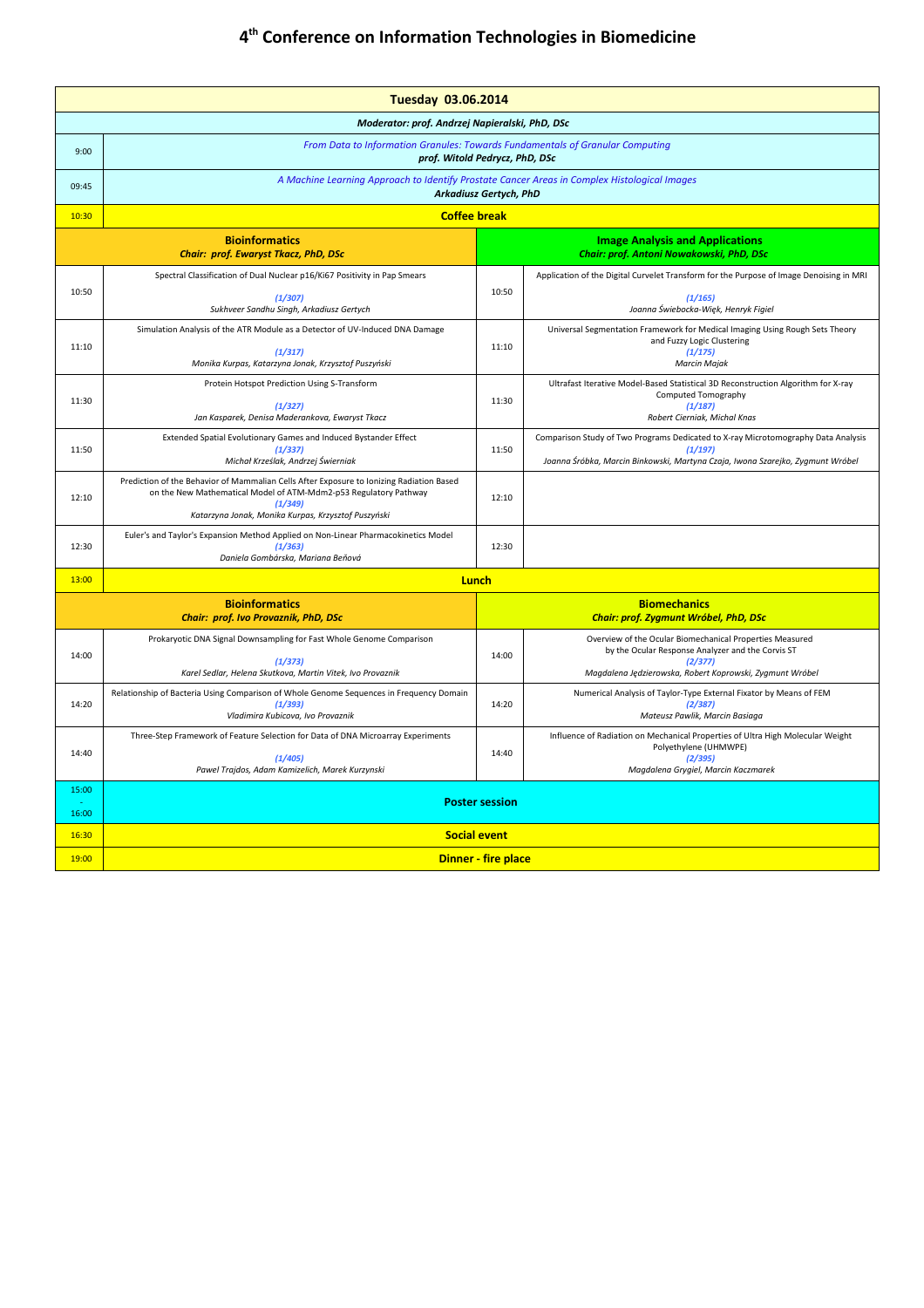# 4th Conference on Information Technologies in Biomedicine

| Tuesday 03.06.2014 | | | |
|---|---|---|---|
| *Moderator: prof. Andrzej Napieralski, PhD, DSc* | | | |
| 9:00 | *From Data to Information Granules: Towards Fundamentals of Granular Computing*<br>***prof. Witold Pedrycz, PhD, DSc*** | | |
| 09:45 | *A Machine Learning Approach to Identify Prostate Cancer Areas in Complex Histological Images*<br>***Arkadiusz Gertych, PhD*** | | |
| 10:30 | **Coffee break** | | |
| | **Bioinformatics**<br>***Chair: prof. Ewaryst Tkacz, PhD, DSc*** | | **Image Analysis and Applications**<br>***Chair: prof. Antoni Nowakowski, PhD, DSc*** |
| 10:50 | Spectral Classification of Dual Nuclear p16/Ki67 Positivity in Pap Smears<br>*(1/307)*<br>*Sukhveer Sandhu Singh, Arkadiusz Gertych* | 10:50 | Application of the Digital Curvelet Transform for the Purpose of Image Denoising in MRI<br>*(1/165)*<br>*Joanna Świebocka-Więk, Henryk Figiel* |
| 11:10 | Simulation Analysis of the ATR Module as a Detector of UV-Induced DNA Damage<br>*(1/317)*<br>*Monika Kurpas, Katarzyna Jonak, Krzysztof Puszyński* | 11:10 | Universal Segmentation Framework for Medical Imaging Using Rough Sets Theory and Fuzzy Logic Clustering<br>*(1/175)*<br>*Marcin Majak* |
| 11:30 | Protein Hotspot Prediction Using S-Transform<br>*(1/327)*<br>*Jan Kasparek, Denisa Maderankova, Ewaryst Tkacz* | 11:30 | Ultrafast Iterative Model-Based Statistical 3D Reconstruction Algorithm for X-ray Computed Tomography<br>*(1/187)*<br>*Robert Cierniak, Michal Knas* |
| 11:50 | Extended Spatial Evolutionary Games and Induced Bystander Effect<br>*(1/337)*<br>*Michał Krześlak, Andrzej Świerniak* | 11:50 | Comparison Study of Two Programs Dedicated to X-ray Microtomography Data Analysis<br>*(1/197)*<br>*Joanna Śróbka, Marcin Binkowski, Martyna Czaja, Iwona Szarejko, Zygmunt Wróbel* |
| 12:10 | Prediction of the Behavior of Mammalian Cells After Exposure to Ionizing Radiation Based on the New Mathematical Model of ATM-Mdm2-p53 Regulatory Pathway<br>*(1/349)*<br>*Katarzyna Jonak, Monika Kurpas, Krzysztof Puszyński* | 12:10 | |
| 12:30 | Euler's and Taylor's Expansion Method Applied on Non-Linear Pharmacokinetics Model<br>*(1/363)*<br>*Daniela Gombárska, Mariana Beňová* | 12:30 | |
| 13:00 | **Lunch** | | |
| | **Bioinformatics**<br>***Chair: prof. Ivo Provaznik, PhD, DSc*** | | **Biomechanics**<br>***Chair: prof. Zygmunt Wróbel, PhD, DSc*** |
| 14:00 | Prokaryotic DNA Signal Downsampling for Fast Whole Genome Comparison<br>*(1/373)*<br>*Karel Sedlar, Helena Skutkova, Martin Vitek, Ivo Provaznik* | 14:00 | Overview of the Ocular Biomechanical Properties Measured by the Ocular Response Analyzer and the Corvis ST<br>*(2/377)*<br>*Magdalena Jędzierowska, Robert Koprowski, Zygmunt Wróbel* |
| 14:20 | Relationship of Bacteria Using Comparison of Whole Genome Sequences in Frequency Domain<br>*(1/393)*<br>*Vladimira Kubicova, Ivo Provaznik* | 14:20 | Numerical Analysis of Taylor-Type External Fixator by Means of FEM<br>*(2/387)*<br>*Mateusz Pawlik, Marcin Basiaga* |
| 14:40 | Three-Step Framework of Feature Selection for Data of DNA Microarray Experiments<br>*(1/405)*<br>*Pawel Trajdos, Adam Kamizelich, Marek Kurzynski* | 14:40 | Influence of Radiation on Mechanical Properties of Ultra High Molecular Weight Polyethylene (UHMWPE)<br>*(2/395)*<br>*Magdalena Grygiel, Marcin Kaczmarek* |
| 15:00 - 16:00 | **Poster session** | | |
| 16:30 | **Social event** | | |
| 19:00 | **Dinner - fire place** | | |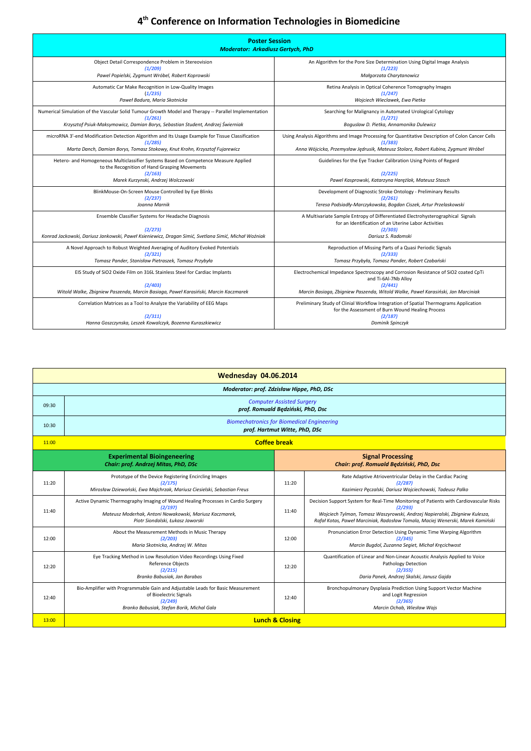# 4th Conference on Information Technologies in Biomedicine

| **Poster Session** *Moderator: Arkadiusz Gertych, PhD* | |
|---|---|
| Object Detail Correspondence Problem in Stereovision *(1/209)* *Pawel Popielski, Zygmunt Wróbel, Robert Koprowski* | An Algorithm for the Pore Size Determination Using Digital Image Analysis *(1/223)* *Małgorzata Charytanowicz* |
| Automatic Car Make Recognition in Low-Quality Images *(1/235)* *Paweł Badura, Maria Skotnicka* | Retina Analysis in Optical Coherence Tomography Images *(1/247)* *Wojciech Wieclawek, Ewa Pietka* |
| Numerical Simulation of the Vascular Solid Tumour Growth Model and Therapy -- Parallel Implementation *(1/261)* *Krzysztof Psiuk-Maksymowicz, Damian Borys, Sebastian Student, Andrzej Świerniak* | Searching for Malignancy in Automated Urological Cytology *(1/271)* *Bogusław D. Pietka, Annamonika Dulewicz* |
| microRNA 3'-end Modification Detection Algorithm and Its Usage Example for Tissue Classification *(1/285)* *Marta Danch, Damian Borys, Tomasz Stokowy, Knut Krohn, Krzysztof Fujarewicz* | Using Analysis Algorithms and Image Processing for Quantitative Description of Colon Cancer Cells *(1/383)* *Anna Wójcicka, Przemysław Jędrusik, Mateusz Stolarz, Robert Kubina, Zygmunt Wróbel* |
| Hetero- and Homogeneous Multiclassifier Systems Based on Competence Measure Applied to the Recognition of Hand Grasping Movements *(2/163)* *Marek Kurzynski, Andrzej Wolczowski* | Guidelines for the Eye Tracker Calibration Using Points of Regard *(2/225)* *Pawel Kasprowski, Katarzyna Harężlak, Mateusz Stasch* |
| BlinkMouse-On-Screen Mouse Controlled by Eye Blinks *(2/237)* *Joanna Marnik* | Development of Diagnostic Stroke Ontology - Preliminary Results *(2/261)* *Teresa Podsiadły-Marczykowska, Bogdan Ciszek, Artur Przelaskowski* |
| Ensemble Classifier Systems for Headache Diagnosis *(2/273)* *Konrad Jackowski, Dariusz Jankowski, Paweł Ksieniewicz, Dragan Simić, Svetlana Simić, Michał Woźniak* | A Multivariate Sample Entropy of Differentiated Electrohysterographical Signals for an Identification of an Uterine Labor Activities *(2/303)* *Dariusz S. Radomski* |
| A Novel Approach to Robust Weighted Averaging of Auditory Evoked Potentials *(2/321)* *Tomasz Pander, Stanisław Pietraszek, Tomasz Przybyła* | Reproduction of Missing Parts of a Quasi Periodic Signals *(2/333)* *Tomasz Przybyła, Tomasz Pander, Robert Czabański* |
| EIS Study of SiO2 Oxide Film on 316L Stainless Steel for Cardiac Implants *(2/403)* *Witold Walke, Zbigniew Paszenda, Marcin Basiaga, Paweł Karasiński, Marcin Kaczmarek* | Electrochemical Impedance Spectroscopy and Corrosion Resistance of SiO2 coated CpTi and Ti-6Al-7Nb Alloy *(2/441)* *Marcin Basiaga, Zbigniew Paszenda, Witold Walke, Paweł Karasiński, Jan Marciniak* |
| Correlation Matrices as a Tool to Analyze the Variability of EEG Maps *(2/311)* *Hanna Goszczynska, Leszek Kowalczyk, Bozenna Kuraszkiewicz* | Preliminary Study of Clinial Workflow Integration of Spatial Thermograms Application for the Assessment of Burn Wound Healing Process *(2/187)* *Dominik Spinczyk* |

| **Wednesday 04.06.2014** | | | |
|---|---|---|---|
| | ***Moderator: prof. Zdzisław Hippe, PhD, DSc*** | | |
| 09:30 | *Computer Assisted Surgery* **prof. Romuald Będziński, PhD, Dsc** | | |
| 10:30 | *Biomechatronics for Biomedical Engineering* **prof. Hartmut Witte, PhD, DSc** | | |
| 11:00 | **Coffee break** | | |
| | **Experimental Bioingeneering** ***Chair: prof. Andrzej Mitas, PhD, DSc*** | | **Signal Processing** ***Chair: prof. Romuald Będziński, PhD, Dsc*** |
| 11:20 | Prototype of the Device Registering Encircling Images *(2/175)* *Mirosław Dziewoński, Ewa Majchrzak, Mariusz Ciesielski, Sebastian Freus* | 11:20 | Rate Adaptive Atrioventricular Delay in the Cardiac Pacing *(2/287)* *Kazimierz Pęczalski, Dariusz Wojciechowski, Tadeusz Palko* |
| 11:40 | Active Dynamic Thermography Imaging of Wound Healing Processes in Cardio Surgery *(2/197)* *Mateusz Moderhak, Antoni Nowakowski, Mariusz Kaczmarek, Piotr Siondalski, Łukasz Jaworski* | 11:40 | Decision Support System for Real-Time Monitoring of Patients with Cardiovascular Risks *(2/293)* *Wojciech Tylman, Tomasz Waszyrowski, Andrzej Napieralski, Zbigniew Kulesza, Rafał Kotas, Paweł Marciniak, Radosław Tomala, Maciej Wenerski, Marek Kamiński* |
| 12:00 | About the Measurement Methods in Music Therapy *(2/203)* *Maria Skotnicka, Andrzej W. Mitas* | 12:00 | Pronunciation Error Detection Using Dynamic Time Warping Algorithm *(2/345)* *Marcin Bugdol, Zuzanna Segiet, Michał Kręcichwost* |
| 12:20 | Eye Tracking Method in Low Resolution Video Recordings Using Fixed Reference Objects *(2/215)* *Branko Babusiak, Jan Barabas* | 12:20 | Quantification of Linear and Non-Linear Acoustic Analysis Applied to Voice Pathology Detection *(2/355)* *Daria Panek, Andrzej Skalski, Janusz Gajda* |
| 12:40 | Bio-Amplifier with Programmable Gain and Adjustable Leads for Basic Measurement of Bioelectric Signals *(2/249)* *Branko Babusiak, Stefan Borik, Michal Gala* | 12:40 | Bronchopulmonary Dysplasia Prediction Using Support Vector Machine and Logit Regression *(2/365)* *Marcin Ochab, Wiesław Wajs* |
| 13:00 | **Lunch & Closing** | | |